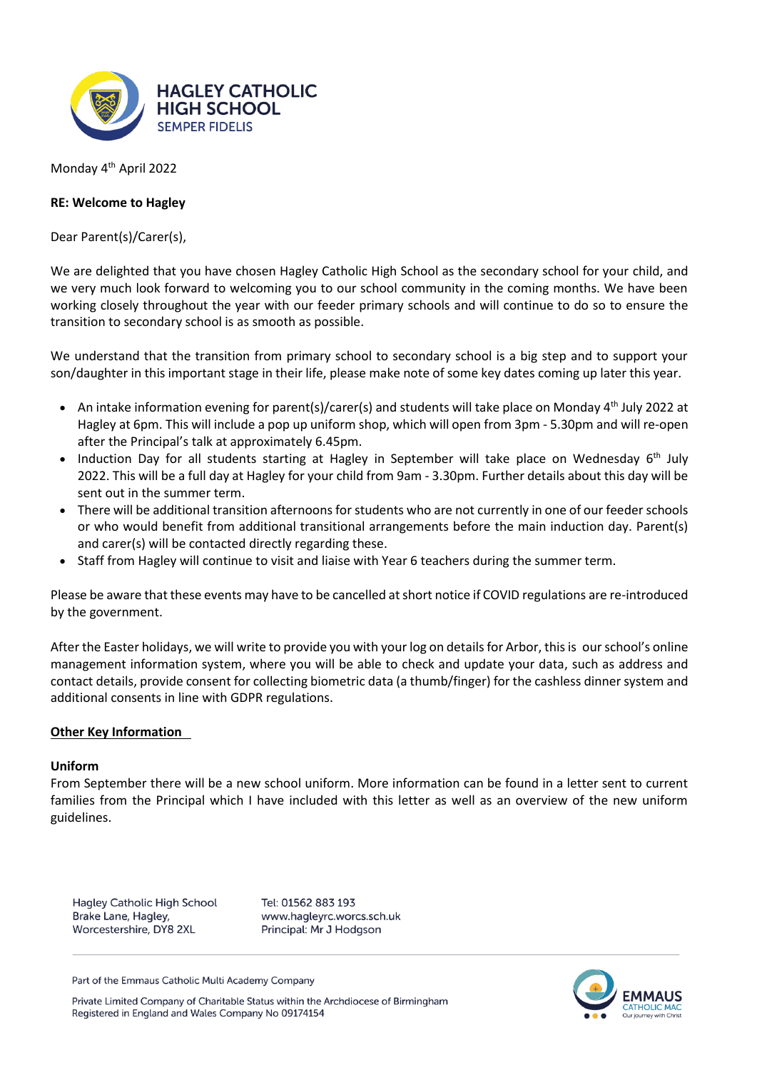# HAGLEY CATHOLIC HIGH SCHOOL

SEMPER FIDELIS

Monday 4th April 2022

**RE: Welcome to Hagley**

Dear Parent(s)/Carer(s),

We are delighted that you have chosen Hagley Catholic High School as the secondary school for your child, and we very much look forward to welcoming you to our school community in the coming months. We have been working closely throughout the year with our feeder primary schools and will continue to do so to ensure the transition to secondary school is as smooth as possible.

We understand that the transition from primary school to secondary school is a big step and to support your son/daughter in this important stage in their life, please make note of some key dates coming up later this year.

- An intake information evening for parent(s)/carer(s) and students will take place on Monday 4th July 2022 at Hagley at 6pm. This will include a pop up uniform shop, which will open from 3pm - 5.30pm and will re-open after the Principal's talk at approximately 6.45pm.
- Induction Day for all students starting at Hagley in September will take place on Wednesday 6th July 2022. This will be a full day at Hagley for your child from 9am - 3.30pm. Further details about this day will be sent out in the summer term.
- There will be additional transition afternoons for students who are not currently in one of our feeder schools or who would benefit from additional transitional arrangements before the main induction day. Parent(s) and carer(s) will be contacted directly regarding these.
- Staff from Hagley will continue to visit and liaise with Year 6 teachers during the summer term.

Please be aware that these events may have to be cancelled at short notice if COVID regulations are re-introduced by the government.

After the Easter holidays, we will write to provide you with your log on details for Arbor, this is our school's online management information system, where you will be able to check and update your data, such as address and contact details, provide consent for collecting biometric data (a thumb/finger) for the cashless dinner system and additional consents in line with GDPR regulations.

## Other Key Information

### Uniform

From September there will be a new school uniform. More information can be found in a letter sent to current families from the Principal which I have included with this letter as well as an overview of the new uniform guidelines.

Hagley Catholic High School
Brake Lane, Hagley,
Worcestershire, DY8 2XL

Tel: 01562 883 193
www.hagleyrc.worcs.sch.uk
Principal: Mr J Hodgson

Part of the Emmaus Catholic Multi Academy Company

Private Limited Company of Charitable Status within the Archdiocese of Birmingham
Registered in England and Wales Company No 09174154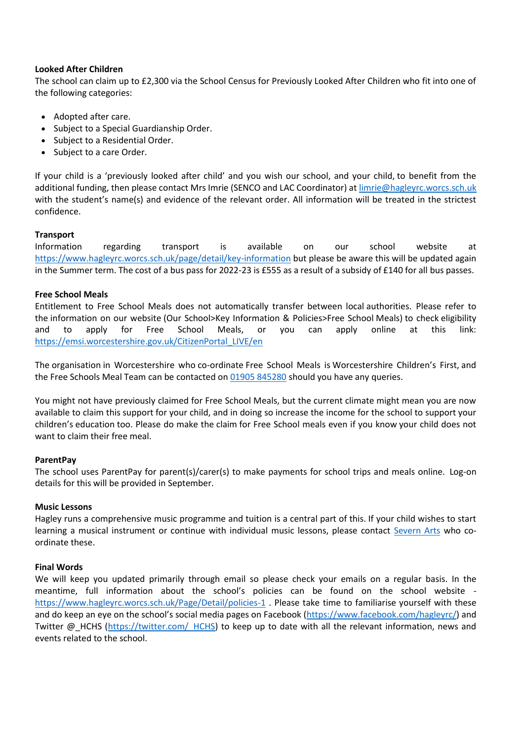**Looked After Children**

The school can claim up to £2,300 via the School Census for Previously Looked After Children who fit into one of the following categories:

- Adopted after care.
- Subject to a Special Guardianship Order.
- Subject to a Residential Order.
- Subject to a care Order.

If your child is a 'previously looked after child' and you wish our school, and your child, to benefit from the additional funding, then please contact Mrs Imrie (SENCO and LAC Coordinator) at limrie@hagleyrc.worcs.sch.uk with the student's name(s) and evidence of the relevant order. All information will be treated in the strictest confidence.

**Transport**

Information regarding transport is available on our school website at https://www.hagleyrc.worcs.sch.uk/page/detail/key-information but please be aware this will be updated again in the Summer term. The cost of a bus pass for 2022-23 is £555 as a result of a subsidy of £140 for all bus passes.

**Free School Meals**

Entitlement to Free School Meals does not automatically transfer between local authorities. Please refer to the information on our website (Our School>Key Information & Policies>Free School Meals) to check eligibility and to apply for Free School Meals, or you can apply online at this link: https://emsi.worcestershire.gov.uk/CitizenPortal_LIVE/en

The organisation in Worcestershire who co-ordinate Free School Meals is Worcestershire Children's First, and the Free Schools Meal Team can be contacted on 01905 845280 should you have any queries.

You might not have previously claimed for Free School Meals, but the current climate might mean you are now available to claim this support for your child, and in doing so increase the income for the school to support your children's education too. Please do make the claim for Free School meals even if you know your child does not want to claim their free meal.

**ParentPay**

The school uses ParentPay for parent(s)/carer(s) to make payments for school trips and meals online. Log-on details for this will be provided in September.

**Music Lessons**

Hagley runs a comprehensive music programme and tuition is a central part of this. If your child wishes to start learning a musical instrument or continue with individual music lessons, please contact Severn Arts who co-ordinate these.

**Final Words**

We will keep you updated primarily through email so please check your emails on a regular basis. In the meantime, full information about the school's policies can be found on the school website - https://www.hagleyrc.worcs.sch.uk/Page/Detail/policies-1 . Please take time to familiarise yourself with these and do keep an eye on the school's social media pages on Facebook (https://www.facebook.com/hagleyrc/) and Twitter @_HCHS (https://twitter.com/_HCHS) to keep up to date with all the relevant information, news and events related to the school.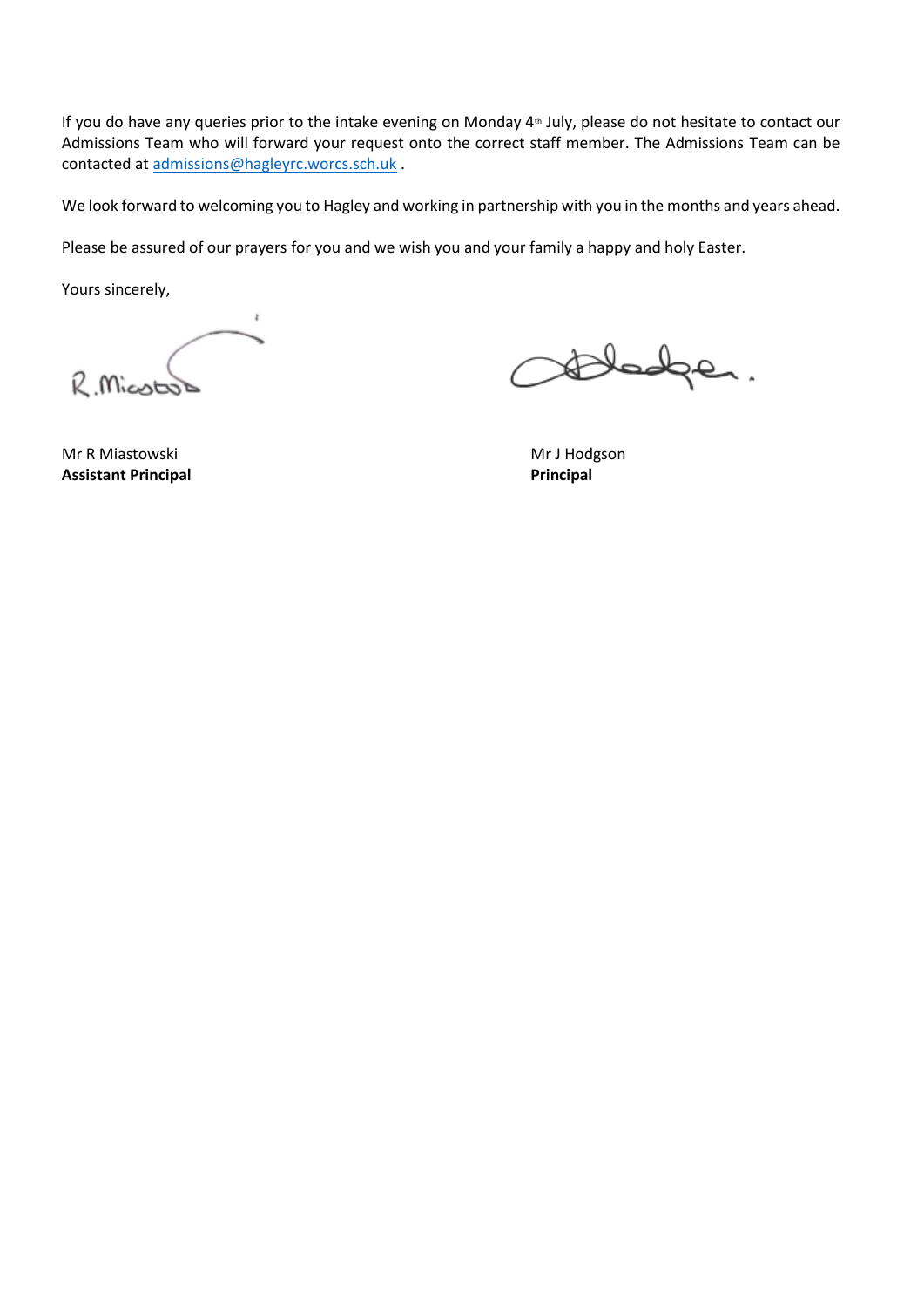If you do have any queries prior to the intake evening on Monday 4th July, please do not hesitate to contact our Admissions Team who will forward your request onto the correct staff member. The Admissions Team can be contacted at [admissions@hagleyrc.worcs.sch.uk](mailto:admissions@hagleyrc.worcs.sch.uk) .

We look forward to welcoming you to Hagley and working in partnership with you in the months and years ahead.

Please be assured of our prayers for you and we wish you and your family a happy and holy Easter.

Yours sincerely,

| | |
|---|---|
| Mr R Miastowski | Mr J Hodgson |
| **Assistant Principal** | **Principal** |